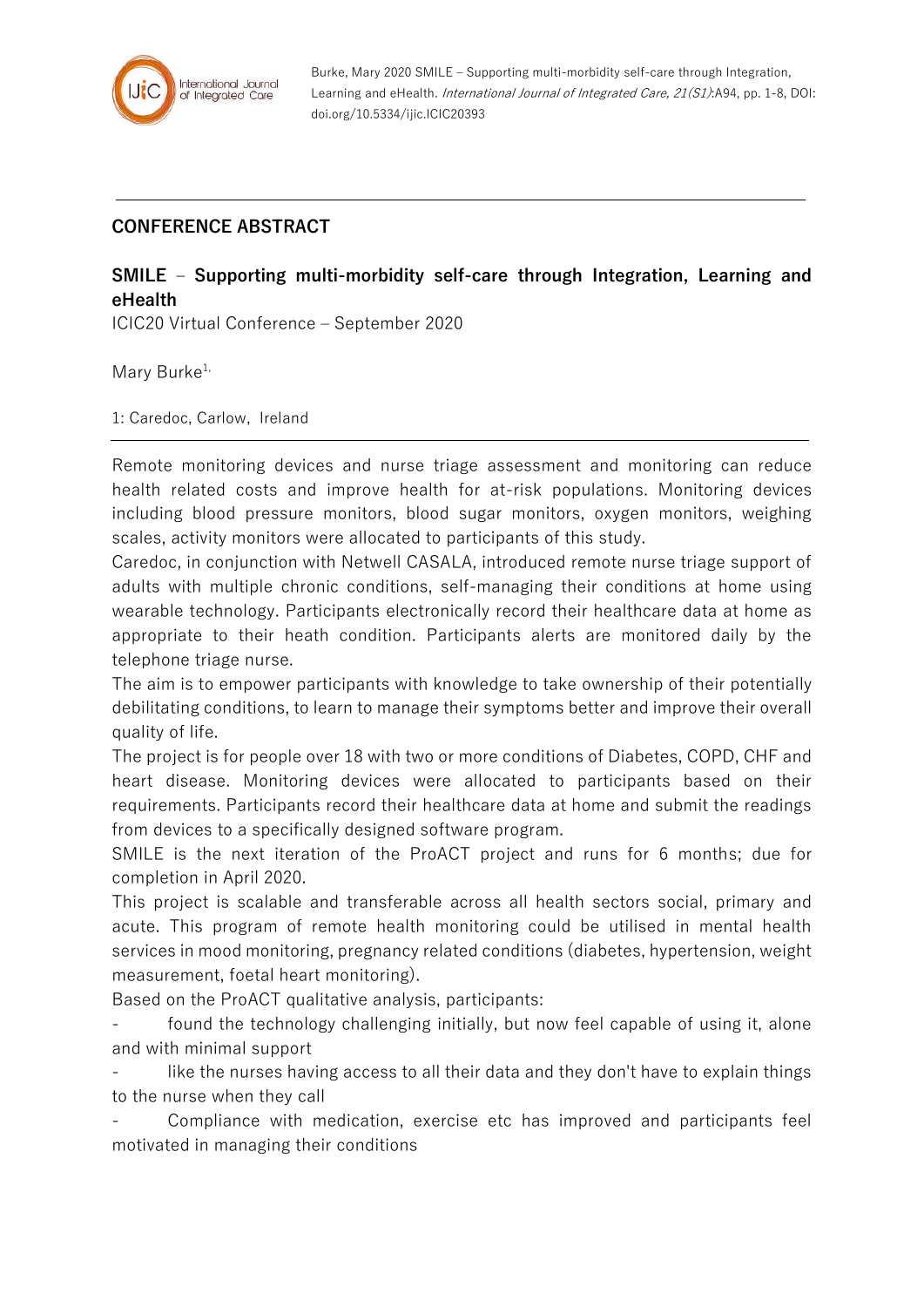Burke, Mary 2020 SMILE – Supporting multi-morbidity self-care through Integration, Learning and eHealth. *International Journal of Integrated Care, 21(S1)*:A94, pp. 1-8, DOI: doi.org/10.5334/ijic.ICIC20393

## CONFERENCE ABSTRACT

# SMILE – Supporting multi-morbidity self-care through Integration, Learning and eHealth

ICIC20 Virtual Conference – September 2020

Mary Burke[1]

1: Caredoc, Carlow, Ireland

---

Remote monitoring devices and nurse triage assessment and monitoring can reduce health related costs and improve health for at-risk populations. Monitoring devices including blood pressure monitors, blood sugar monitors, oxygen monitors, weighing scales, activity monitors were allocated to participants of this study.

Caredoc, in conjunction with Netwell CASALA, introduced remote nurse triage support of adults with multiple chronic conditions, self-managing their conditions at home using wearable technology. Participants electronically record their healthcare data at home as appropriate to their heath condition. Participants alerts are monitored daily by the telephone triage nurse.

The aim is to empower participants with knowledge to take ownership of their potentially debilitating conditions, to learn to manage their symptoms better and improve their overall quality of life.

The project is for people over 18 with two or more conditions of Diabetes, COPD, CHF and heart disease. Monitoring devices were allocated to participants based on their requirements. Participants record their healthcare data at home and submit the readings from devices to a specifically designed software program.

SMILE is the next iteration of the ProACT project and runs for 6 months; due for completion in April 2020.

This project is scalable and transferable across all health sectors social, primary and acute. This program of remote health monitoring could be utilised in mental health services in mood monitoring, pregnancy related conditions (diabetes, hypertension, weight measurement, foetal heart monitoring).

Based on the ProACT qualitative analysis, participants:

- found the technology challenging initially, but now feel capable of using it, alone and with minimal support
- like the nurses having access to all their data and they don't have to explain things to the nurse when they call
- Compliance with medication, exercise etc has improved and participants feel motivated in managing their conditions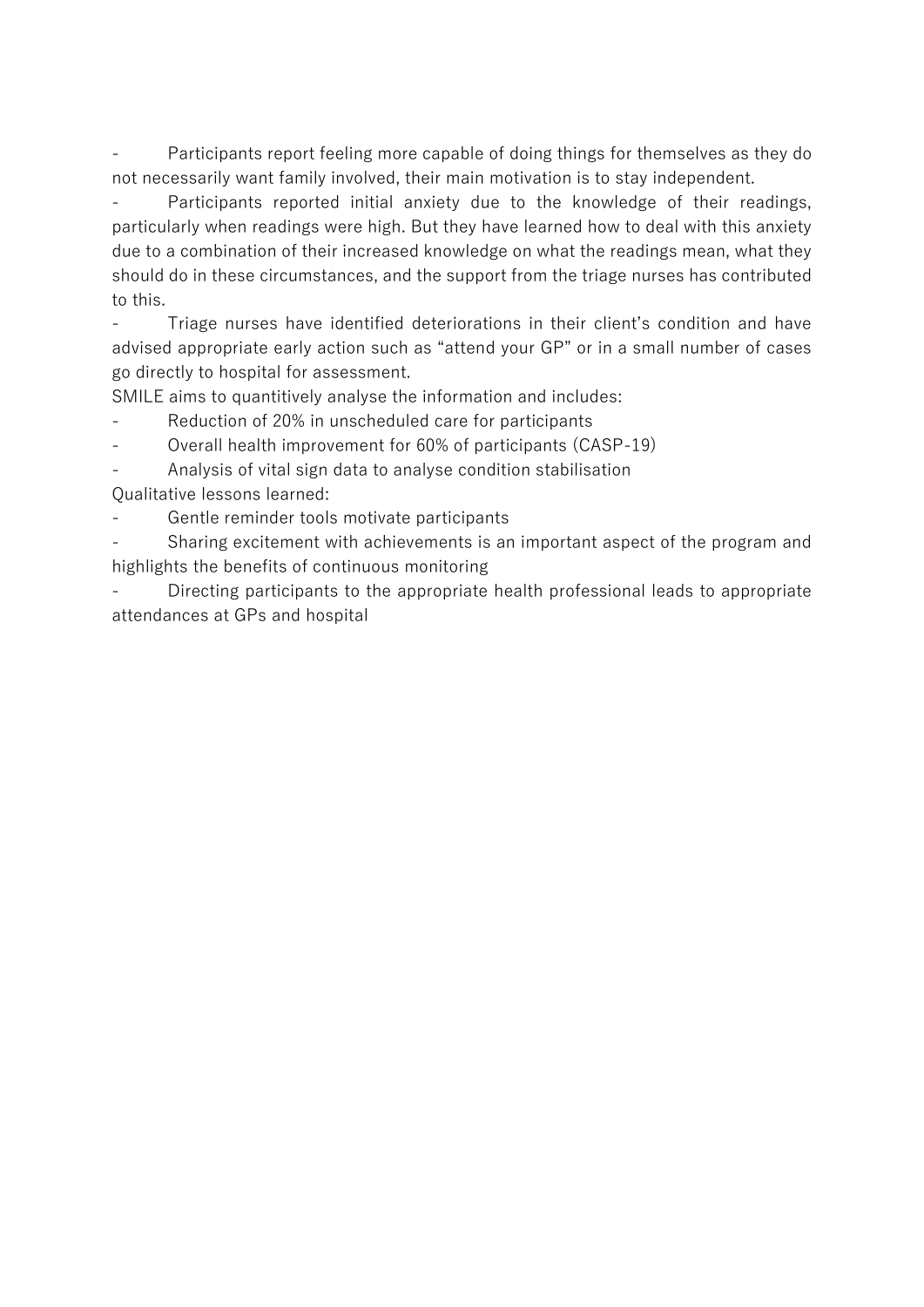- Participants report feeling more capable of doing things for themselves as they do not necessarily want family involved, their main motivation is to stay independent.
- Participants reported initial anxiety due to the knowledge of their readings, particularly when readings were high. But they have learned how to deal with this anxiety due to a combination of their increased knowledge on what the readings mean, what they should do in these circumstances, and the support from the triage nurses has contributed to this.
- Triage nurses have identified deteriorations in their client's condition and have advised appropriate early action such as "attend your GP" or in a small number of cases go directly to hospital for assessment.

SMILE aims to quantitively analyse the information and includes:

- Reduction of 20% in unscheduled care for participants
- Overall health improvement for 60% of participants (CASP-19)
- Analysis of vital sign data to analyse condition stabilisation

Qualitative lessons learned:

- Gentle reminder tools motivate participants
- Sharing excitement with achievements is an important aspect of the program and highlights the benefits of continuous monitoring
- Directing participants to the appropriate health professional leads to appropriate attendances at GPs and hospital